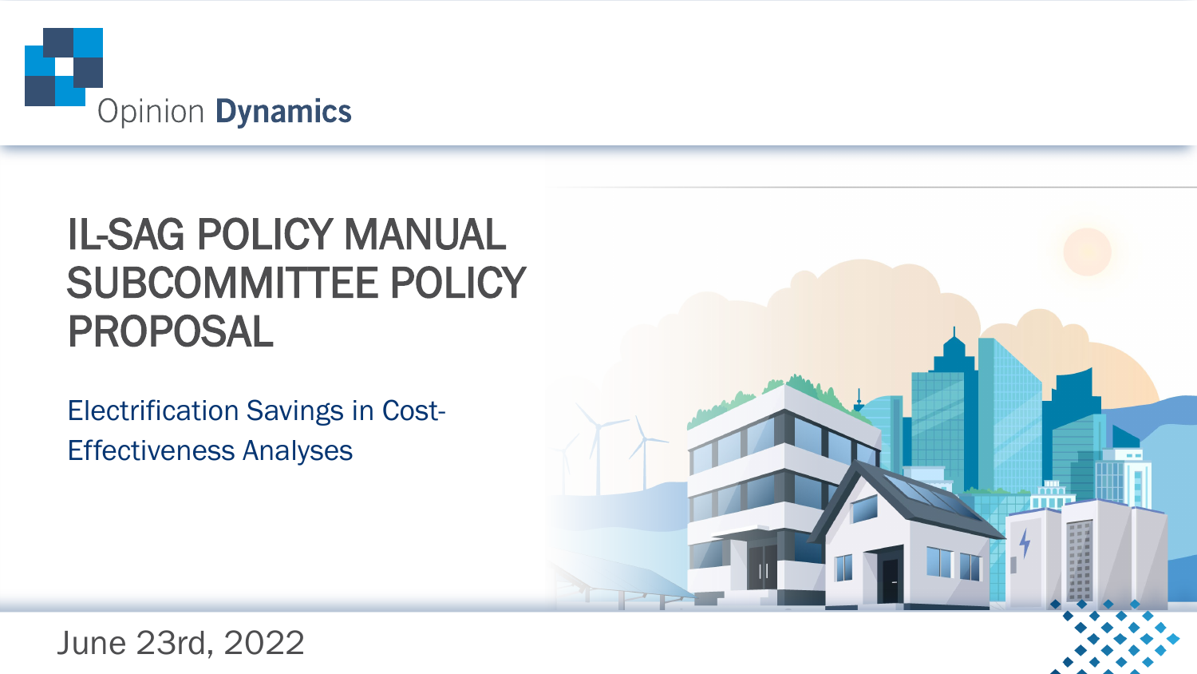Opinion Dynamics

# IL-SAG POLICY MANUAL SUBCOMMITTEE POLICY PROPOSAL

## Electrification Savings in Cost-Effectiveness Analyses

June 23rd, 2022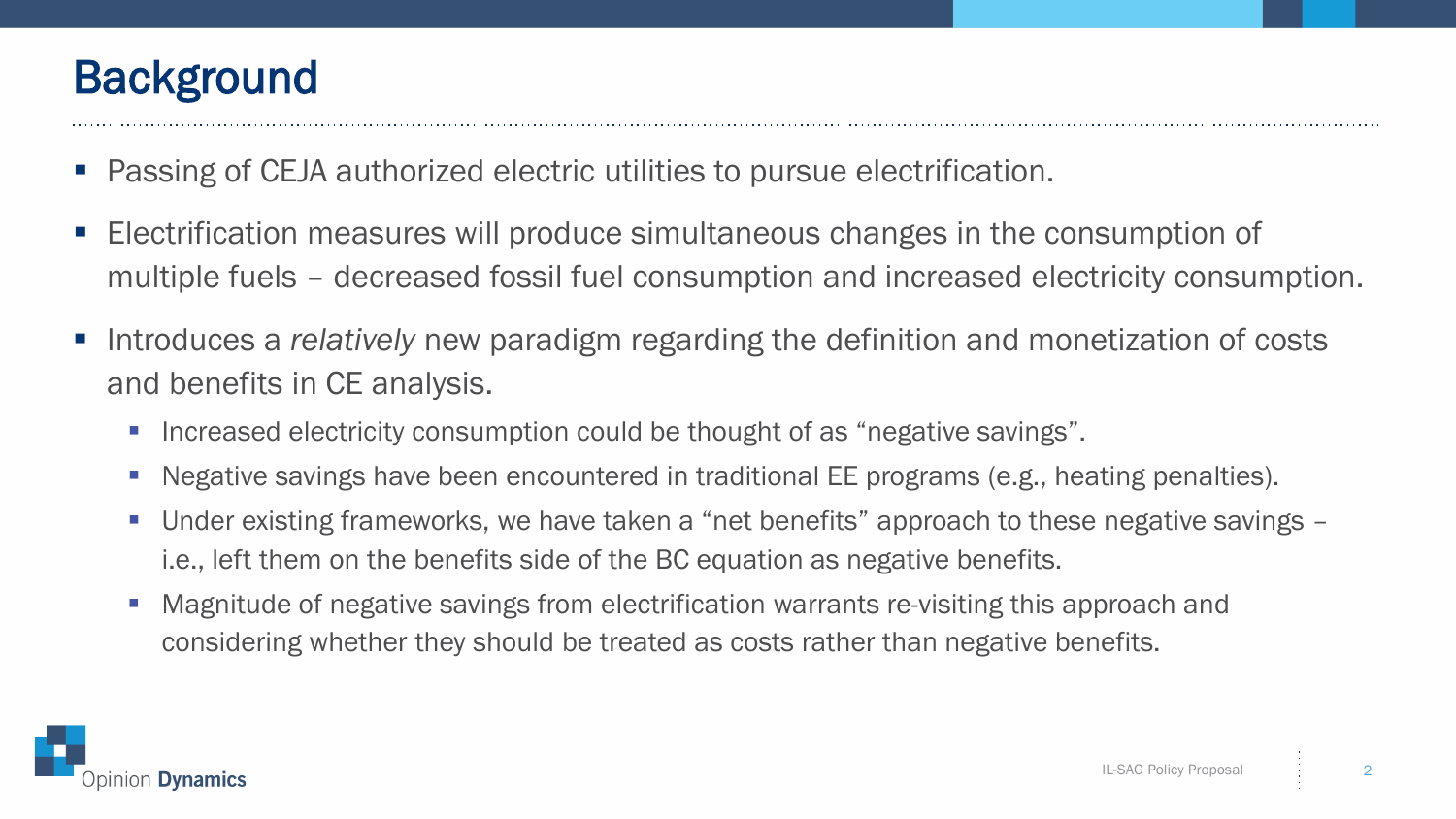# Background

- Passing of CEJA authorized electric utilities to pursue electrification.
- Electrification measures will produce simultaneous changes in the consumption of multiple fuels – decreased fossil fuel consumption and increased electricity consumption.
- Introduces a *relatively* new paradigm regarding the definition and monetization of costs and benefits in CE analysis.
  - Increased electricity consumption could be thought of as "negative savings".
  - Negative savings have been encountered in traditional EE programs (e.g., heating penalties).
  - Under existing frameworks, we have taken a "net benefits" approach to these negative savings – i.e., left them on the benefits side of the BC equation as negative benefits.
  - Magnitude of negative savings from electrification warrants re-visiting this approach and considering whether they should be treated as costs rather than negative benefits.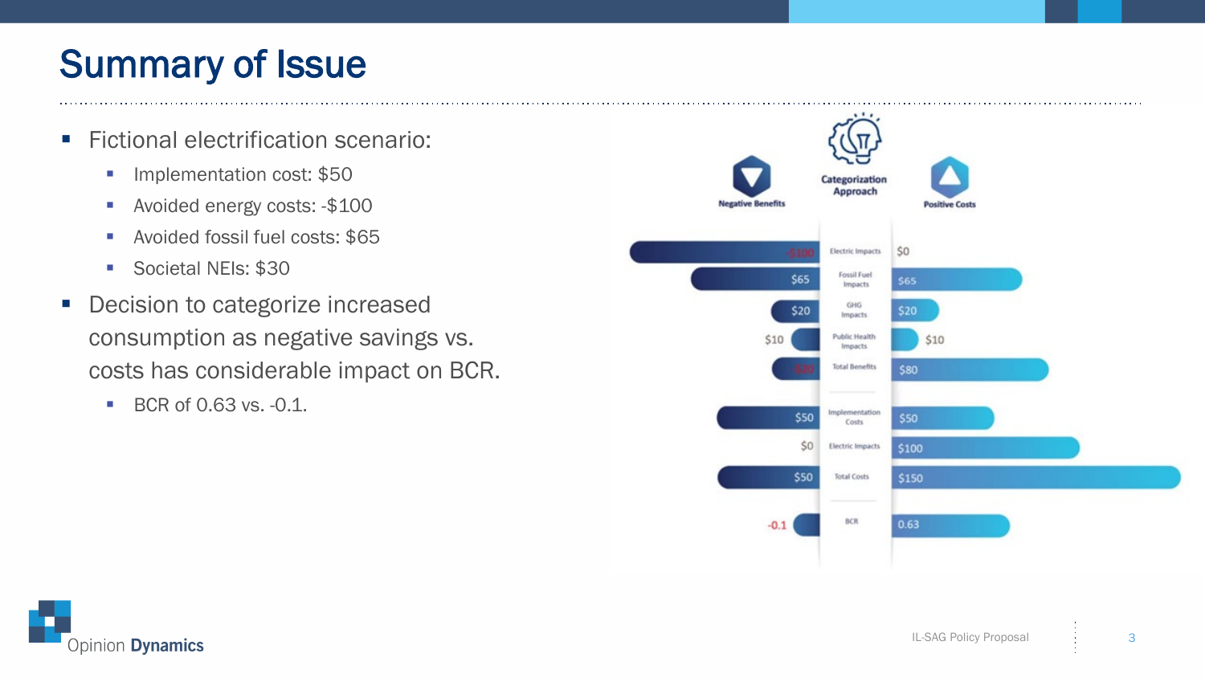# Summary of Issue

- Fictional electrification scenario:
  - Implementation cost: $50
  - Avoided energy costs: -$100
  - Avoided fossil fuel costs: $65
  - Societal NEIs: $30
- Decision to categorize increased consumption as negative savings vs. costs has considerable impact on BCR.
  - BCR of 0.63 vs. -0.1.

| Negative Benefits | Categorization Approach | Positive Costs |
|---|---|---|
| -$100 | Electric Impacts | $0 |
| $65 | Fossil Fuel Impacts | $65 |
| $20 | GHG Impacts | $20 |
| $10 | Public Health Impacts | $10 |
| -$20 | Total Benefits | $80 |
| $50 | Implementation Costs | $50 |
| $0 | Electric Impacts | $100 |
| $50 | Total Costs | $150 |
| -0.1 | BCR | 0.63 |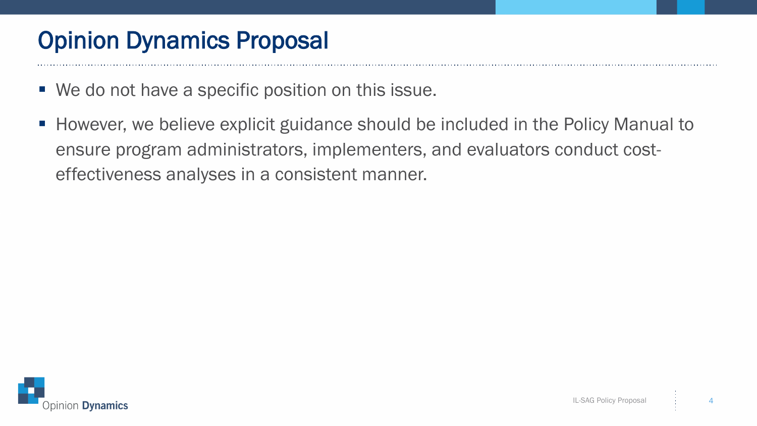# Opinion Dynamics Proposal

- We do not have a specific position on this issue.
- However, we believe explicit guidance should be included in the Policy Manual to ensure program administrators, implementers, and evaluators conduct cost-effectiveness analyses in a consistent manner.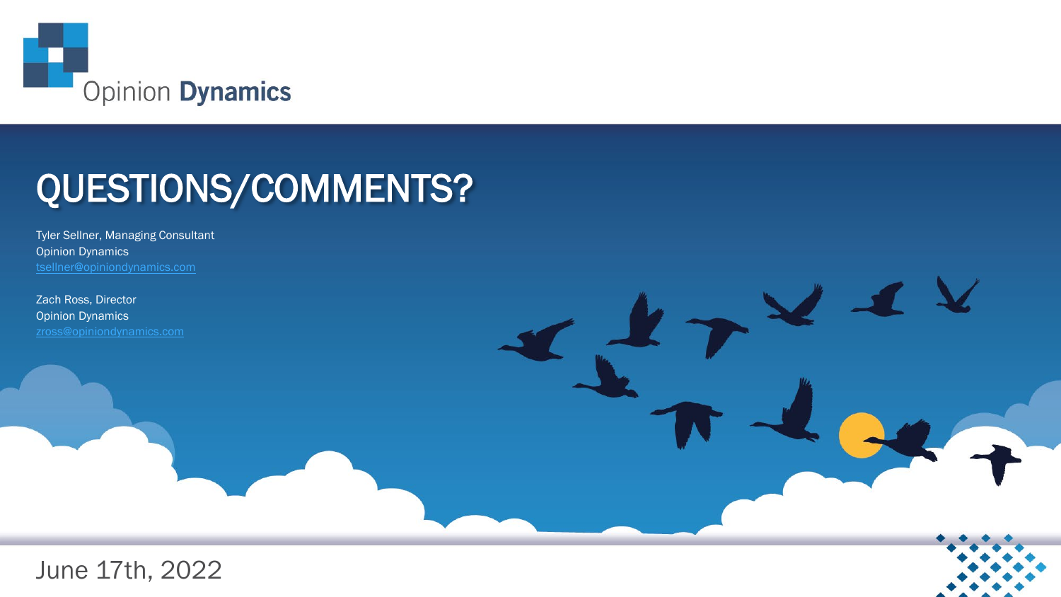Opinion **Dynamics**

# QUESTIONS/COMMENTS?

Tyler Sellner, Managing Consultant
Opinion Dynamics
tsellner@opiniondynamics.com

Zach Ross, Director
Opinion Dynamics
zross@opiniondynamics.com

June 17th, 2022